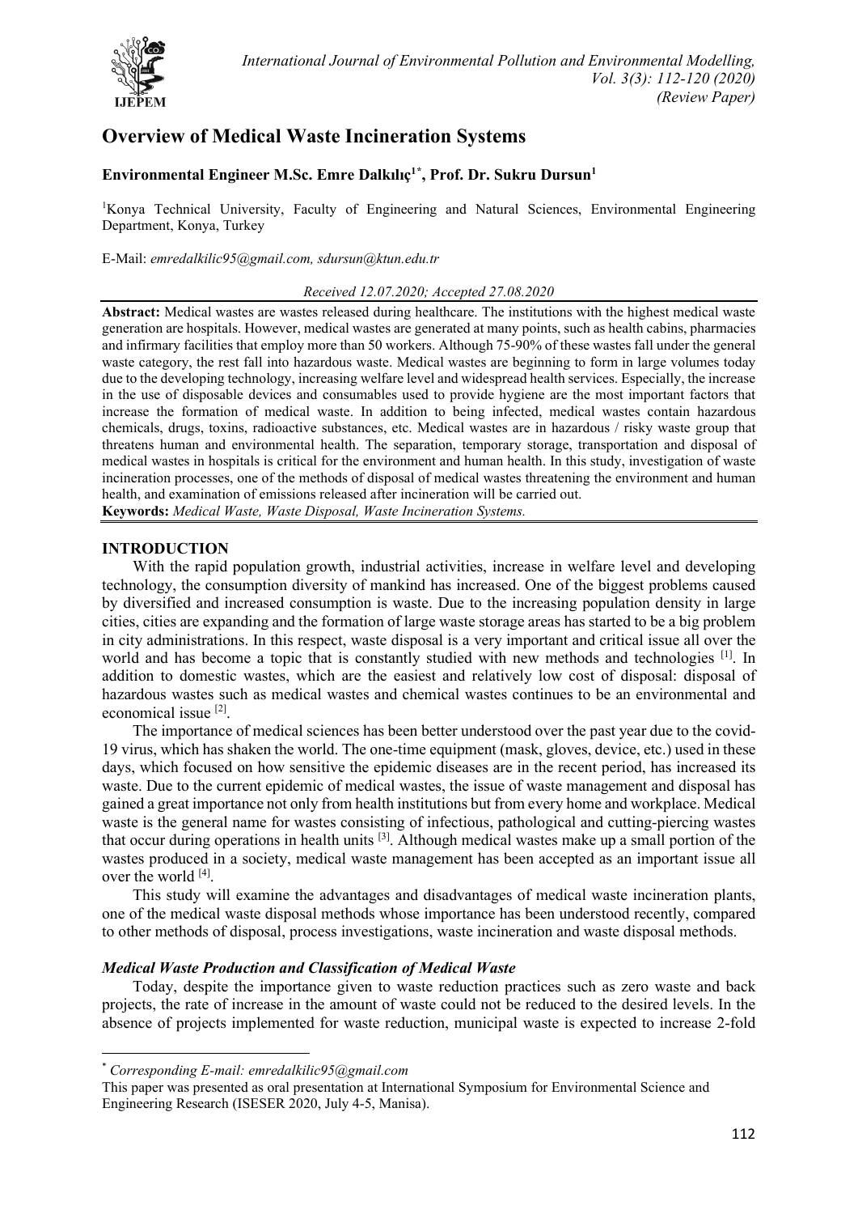# Overview of Medical Waste Incineration Systems

**Environmental Engineer M.Sc. Emre Dalkılıç[1*], Prof. Dr. Sukru Dursun[1]**

[1]Konya Technical University, Faculty of Engineering and Natural Sciences, Environmental Engineering Department, Konya, Turkey

E-Mail: *emredalkilic95@gmail.com, sdursun@ktun.edu.tr*

*Received 12.07.2020; Accepted 27.08.2020*

**Abstract:** Medical wastes are wastes released during healthcare. The institutions with the highest medical waste generation are hospitals. However, medical wastes are generated at many points, such as health cabins, pharmacies and infirmary facilities that employ more than 50 workers. Although 75-90% of these wastes fall under the general waste category, the rest fall into hazardous waste. Medical wastes are beginning to form in large volumes today due to the developing technology, increasing welfare level and widespread health services. Especially, the increase in the use of disposable devices and consumables used to provide hygiene are the most important factors that increase the formation of medical waste. In addition to being infected, medical wastes contain hazardous chemicals, drugs, toxins, radioactive substances, etc. Medical wastes are in hazardous / risky waste group that threatens human and environmental health. The separation, temporary storage, transportation and disposal of medical wastes in hospitals is critical for the environment and human health. In this study, investigation of waste incineration processes, one of the methods of disposal of medical wastes threatening the environment and human health, and examination of emissions released after incineration will be carried out.

**Keywords:** *Medical Waste, Waste Disposal, Waste Incineration Systems.*

## INTRODUCTION

With the rapid population growth, industrial activities, increase in welfare level and developing technology, the consumption diversity of mankind has increased. One of the biggest problems caused by diversified and increased consumption is waste. Due to the increasing population density in large cities, cities are expanding and the formation of large waste storage areas has started to be a big problem in city administrations. In this respect, waste disposal is a very important and critical issue all over the world and has become a topic that is constantly studied with new methods and technologies [1]. In addition to domestic wastes, which are the easiest and relatively low cost of disposal: disposal of hazardous wastes such as medical wastes and chemical wastes continues to be an environmental and economical issue [2].

The importance of medical sciences has been better understood over the past year due to the covid-19 virus, which has shaken the world. The one-time equipment (mask, gloves, device, etc.) used in these days, which focused on how sensitive the epidemic diseases are in the recent period, has increased its waste. Due to the current epidemic of medical wastes, the issue of waste management and disposal has gained a great importance not only from health institutions but from every home and workplace. Medical waste is the general name for wastes consisting of infectious, pathological and cutting-piercing wastes that occur during operations in health units [3]. Although medical wastes make up a small portion of the wastes produced in a society, medical waste management has been accepted as an important issue all over the world [4].

This study will examine the advantages and disadvantages of medical waste incineration plants, one of the medical waste disposal methods whose importance has been understood recently, compared to other methods of disposal, process investigations, waste incineration and waste disposal methods.

### *Medical Waste Production and Classification of Medical Waste*

Today, despite the importance given to waste reduction practices such as zero waste and back projects, the rate of increase in the amount of waste could not be reduced to the desired levels. In the absence of projects implemented for waste reduction, municipal waste is expected to increase 2-fold

---

[*] *Corresponding E-mail: emredalkilic95@gmail.com*

This paper was presented as oral presentation at International Symposium for Environmental Science and Engineering Research (ISESER 2020, July 4-5, Manisa).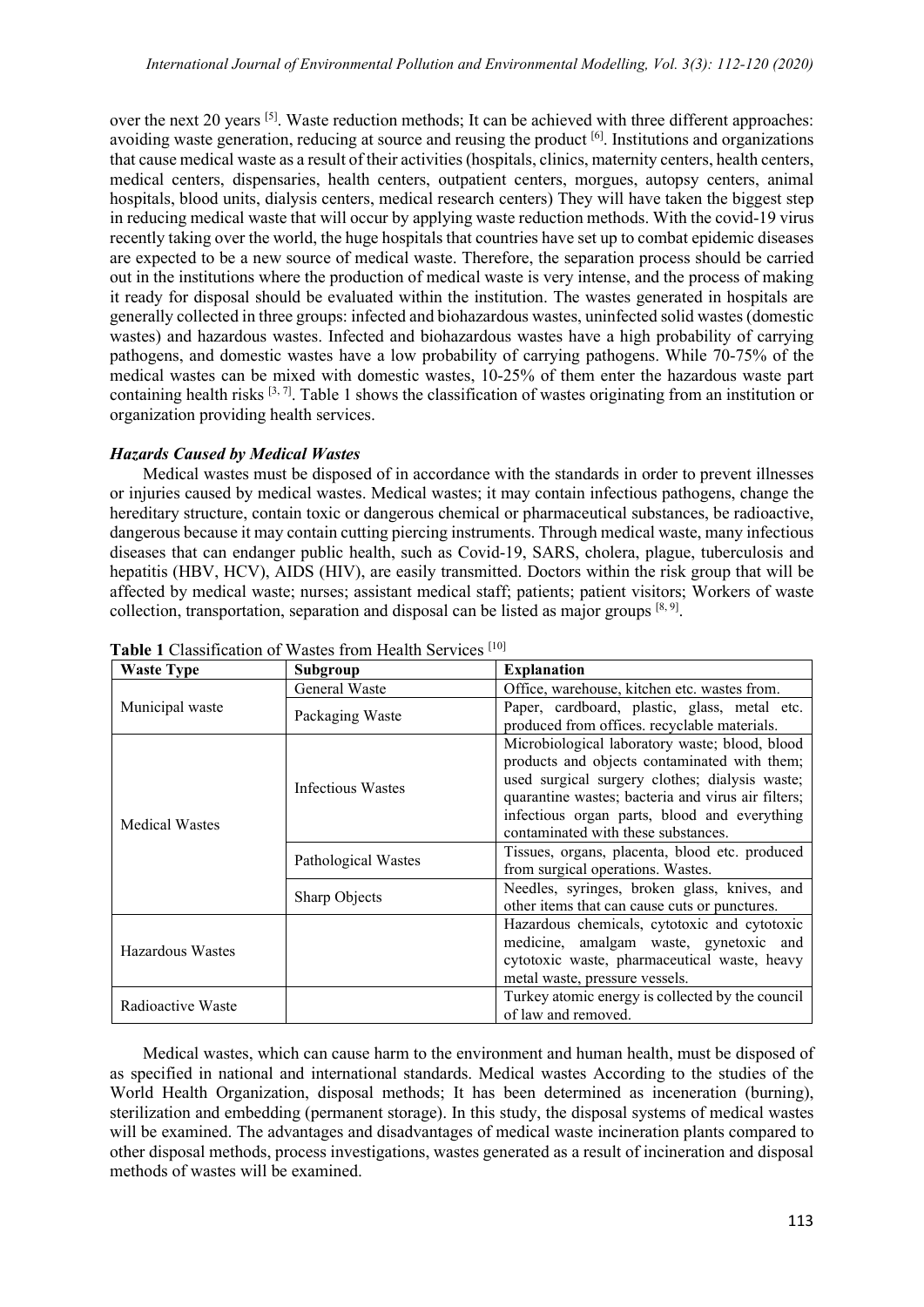over the next 20 years [5]. Waste reduction methods; It can be achieved with three different approaches: avoiding waste generation, reducing at source and reusing the product [6]. Institutions and organizations that cause medical waste as a result of their activities (hospitals, clinics, maternity centers, health centers, medical centers, dispensaries, health centers, outpatient centers, morgues, autopsy centers, animal hospitals, blood units, dialysis centers, medical research centers) They will have taken the biggest step in reducing medical waste that will occur by applying waste reduction methods. With the covid-19 virus recently taking over the world, the huge hospitals that countries have set up to combat epidemic diseases are expected to be a new source of medical waste. Therefore, the separation process should be carried out in the institutions where the production of medical waste is very intense, and the process of making it ready for disposal should be evaluated within the institution. The wastes generated in hospitals are generally collected in three groups: infected and biohazardous wastes, uninfected solid wastes (domestic wastes) and hazardous wastes. Infected and biohazardous wastes have a high probability of carrying pathogens, and domestic wastes have a low probability of carrying pathogens. While 70-75% of the medical wastes can be mixed with domestic wastes, 10-25% of them enter the hazardous waste part containing health risks [3, 7]. Table 1 shows the classification of wastes originating from an institution or organization providing health services.

### *Hazards Caused by Medical Wastes*

Medical wastes must be disposed of in accordance with the standards in order to prevent illnesses or injuries caused by medical wastes. Medical wastes; it may contain infectious pathogens, change the hereditary structure, contain toxic or dangerous chemical or pharmaceutical substances, be radioactive, dangerous because it may contain cutting piercing instruments. Through medical waste, many infectious diseases that can endanger public health, such as Covid-19, SARS, cholera, plague, tuberculosis and hepatitis (HBV, HCV), AIDS (HIV), are easily transmitted. Doctors within the risk group that will be affected by medical waste; nurses; assistant medical staff; patients; patient visitors; Workers of waste collection, transportation, separation and disposal can be listed as major groups [8, 9].

**Table 1** Classification of Wastes from Health Services [10]

| Waste Type | Subgroup | Explanation |
|---|---|---|
| Municipal waste | General Waste | Office, warehouse, kitchen etc. wastes from. |
| | Packaging Waste | Paper, cardboard, plastic, glass, metal etc. produced from offices. recyclable materials. |
| Medical Wastes | Infectious Wastes | Microbiological laboratory waste; blood, blood products and objects contaminated with them; used surgical surgery clothes; dialysis waste; quarantine wastes; bacteria and virus air filters; infectious organ parts, blood and everything contaminated with these substances. |
| | Pathological Wastes | Tissues, organs, placenta, blood etc. produced from surgical operations. Wastes. |
| | Sharp Objects | Needles, syringes, broken glass, knives, and other items that can cause cuts or punctures. |
| Hazardous Wastes | | Hazardous chemicals, cytotoxic and cytotoxic medicine, amalgam waste, gynetoxic and cytotoxic waste, pharmaceutical waste, heavy metal waste, pressure vessels. |
| Radioactive Waste | | Turkey atomic energy is collected by the council of law and removed. |

Medical wastes, which can cause harm to the environment and human health, must be disposed of as specified in national and international standards. Medical wastes According to the studies of the World Health Organization, disposal methods; It has been determined as inceneration (burning), sterilization and embedding (permanent storage). In this study, the disposal systems of medical wastes will be examined. The advantages and disadvantages of medical waste incineration plants compared to other disposal methods, process investigations, wastes generated as a result of incineration and disposal methods of wastes will be examined.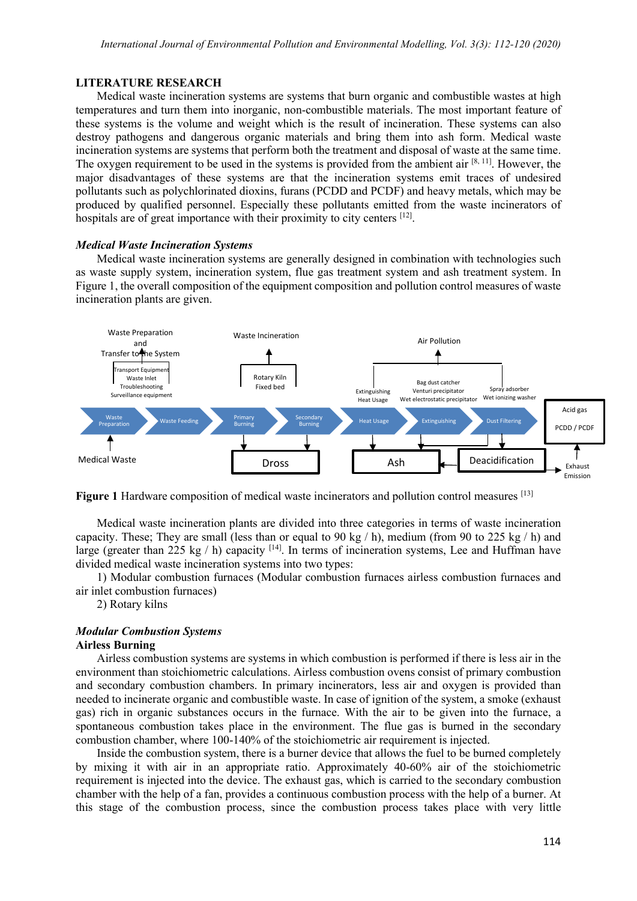## LITERATURE RESEARCH

Medical waste incineration systems are systems that burn organic and combustible wastes at high temperatures and turn them into inorganic, non-combustible materials. The most important feature of these systems is the volume and weight which is the result of incineration. These systems can also destroy pathogens and dangerous organic materials and bring them into ash form. Medical waste incineration systems are systems that perform both the treatment and disposal of waste at the same time. The oxygen requirement to be used in the systems is provided from the ambient air [8, 11]. However, the major disadvantages of these systems are that the incineration systems emit traces of undesired pollutants such as polychlorinated dioxins, furans (PCDD and PCDF) and heavy metals, which may be produced by qualified personnel. Especially these pollutants emitted from the waste incinerators of hospitals are of great importance with their proximity to city centers [12].

### *Medical Waste Incineration Systems*

Medical waste incineration systems are generally designed in combination with technologies such as waste supply system, incineration system, flue gas treatment system and ash treatment system. In Figure 1, the overall composition of the equipment composition and pollution control measures of waste incineration plants are given.

**Figure 1** Hardware composition of medical waste incinerators and pollution control measures [13]

Medical waste incineration plants are divided into three categories in terms of waste incineration capacity. These; They are small (less than or equal to 90 kg / h), medium (from 90 to 225 kg / h) and large (greater than 225 kg / h) capacity [14]. In terms of incineration systems, Lee and Huffman have divided medical waste incineration systems into two types:

1) Modular combustion furnaces (Modular combustion furnaces airless combustion furnaces and air inlet combustion furnaces)

2) Rotary kilns

### *Modular Combustion Systems*

#### Airless Burning

Airless combustion systems are systems in which combustion is performed if there is less air in the environment than stoichiometric calculations. Airless combustion ovens consist of primary combustion and secondary combustion chambers. In primary incinerators, less air and oxygen is provided than needed to incinerate organic and combustible waste. In case of ignition of the system, a smoke (exhaust gas) rich in organic substances occurs in the furnace. With the air to be given into the furnace, a spontaneous combustion takes place in the environment. The flue gas is burned in the secondary combustion chamber, where 100-140% of the stoichiometric air requirement is injected.

Inside the combustion system, there is a burner device that allows the fuel to be burned completely by mixing it with air in an appropriate ratio. Approximately 40-60% air of the stoichiometric requirement is injected into the device. The exhaust gas, which is carried to the secondary combustion chamber with the help of a fan, provides a continuous combustion process with the help of a burner. At this stage of the combustion process, since the combustion process takes place with very little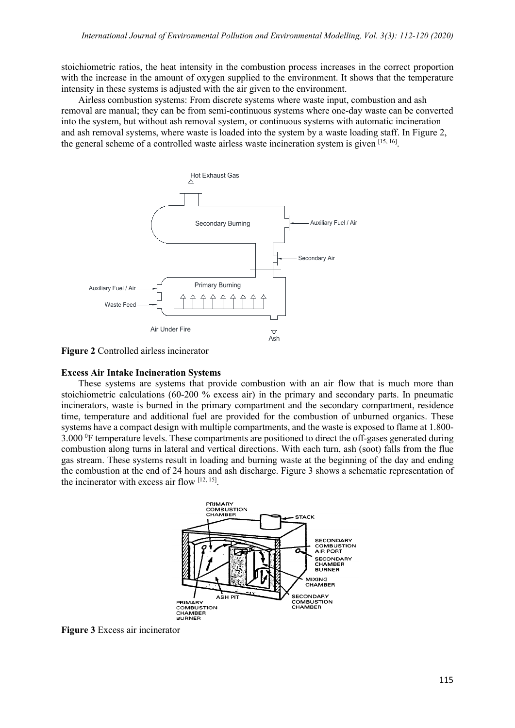stoichiometric ratios, the heat intensity in the combustion process increases in the correct proportion with the increase in the amount of oxygen supplied to the environment. It shows that the temperature intensity in these systems is adjusted with the air given to the environment.

Airless combustion systems: From discrete systems where waste input, combustion and ash removal are manual; they can be from semi-continuous systems where one-day waste can be converted into the system, but without ash removal system, or continuous systems with automatic incineration and ash removal systems, where waste is loaded into the system by a waste loading staff. In Figure 2, the general scheme of a controlled waste airless waste incineration system is given [15, 16].

**Figure 2** Controlled airless incinerator

**Excess Air Intake Incineration Systems**

These systems are systems that provide combustion with an air flow that is much more than stoichiometric calculations (60-200 % excess air) in the primary and secondary parts. In pneumatic incinerators, waste is burned in the primary compartment and the secondary compartment, residence time, temperature and additional fuel are provided for the combustion of unburned organics. These systems have a compact design with multiple compartments, and the waste is exposed to flame at 1.800-3.000 $^0$F temperature levels. These compartments are positioned to direct the off-gases generated during combustion along turns in lateral and vertical directions. With each turn, ash (soot) falls from the flue gas stream. These systems result in loading and burning waste at the beginning of the day and ending the combustion at the end of 24 hours and ash discharge. Figure 3 shows a schematic representation of the incinerator with excess air flow [12, 15].

**Figure 3** Excess air incinerator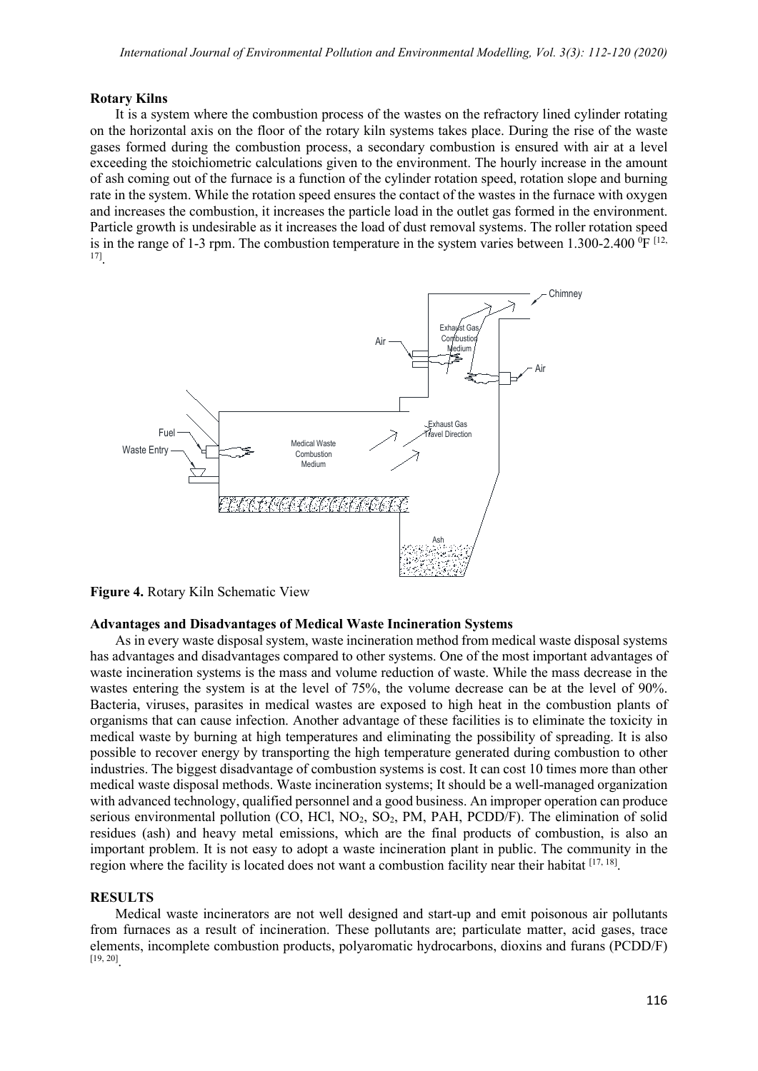**Rotary Kilns**

It is a system where the combustion process of the wastes on the refractory lined cylinder rotating on the horizontal axis on the floor of the rotary kiln systems takes place. During the rise of the waste gases formed during the combustion process, a secondary combustion is ensured with air at a level exceeding the stoichiometric calculations given to the environment. The hourly increase in the amount of ash coming out of the furnace is a function of the cylinder rotation speed, rotation slope and burning rate in the system. While the rotation speed ensures the contact of the wastes in the furnace with oxygen and increases the combustion, it increases the particle load in the outlet gas formed in the environment. Particle growth is undesirable as it increases the load of dust removal systems. The roller rotation speed is in the range of 1-3 rpm. The combustion temperature in the system varies between 1.300-2.400 $^0$F [12, 17].

**Figure 4.** Rotary Kiln Schematic View

**Advantages and Disadvantages of Medical Waste Incineration Systems**

As in every waste disposal system, waste incineration method from medical waste disposal systems has advantages and disadvantages compared to other systems. One of the most important advantages of waste incineration systems is the mass and volume reduction of waste. While the mass decrease in the wastes entering the system is at the level of 75%, the volume decrease can be at the level of 90%. Bacteria, viruses, parasites in medical wastes are exposed to high heat in the combustion plants of organisms that can cause infection. Another advantage of these facilities is to eliminate the toxicity in medical waste by burning at high temperatures and eliminating the possibility of spreading. It is also possible to recover energy by transporting the high temperature generated during combustion to other industries. The biggest disadvantage of combustion systems is cost. It can cost 10 times more than other medical waste disposal methods. Waste incineration systems; It should be a well-managed organization with advanced technology, qualified personnel and a good business. An improper operation can produce serious environmental pollution (CO, HCl, $NO_2$, $SO_2$, PM, PAH, PCDD/F). The elimination of solid residues (ash) and heavy metal emissions, which are the final products of combustion, is also an important problem. It is not easy to adopt a waste incineration plant in public. The community in the region where the facility is located does not want a combustion facility near their habitat [17, 18].

**RESULTS**

Medical waste incinerators are not well designed and start-up and emit poisonous air pollutants from furnaces as a result of incineration. These pollutants are; particulate matter, acid gases, trace elements, incomplete combustion products, polyaromatic hydrocarbons, dioxins and furans (PCDD/F) [19, 20].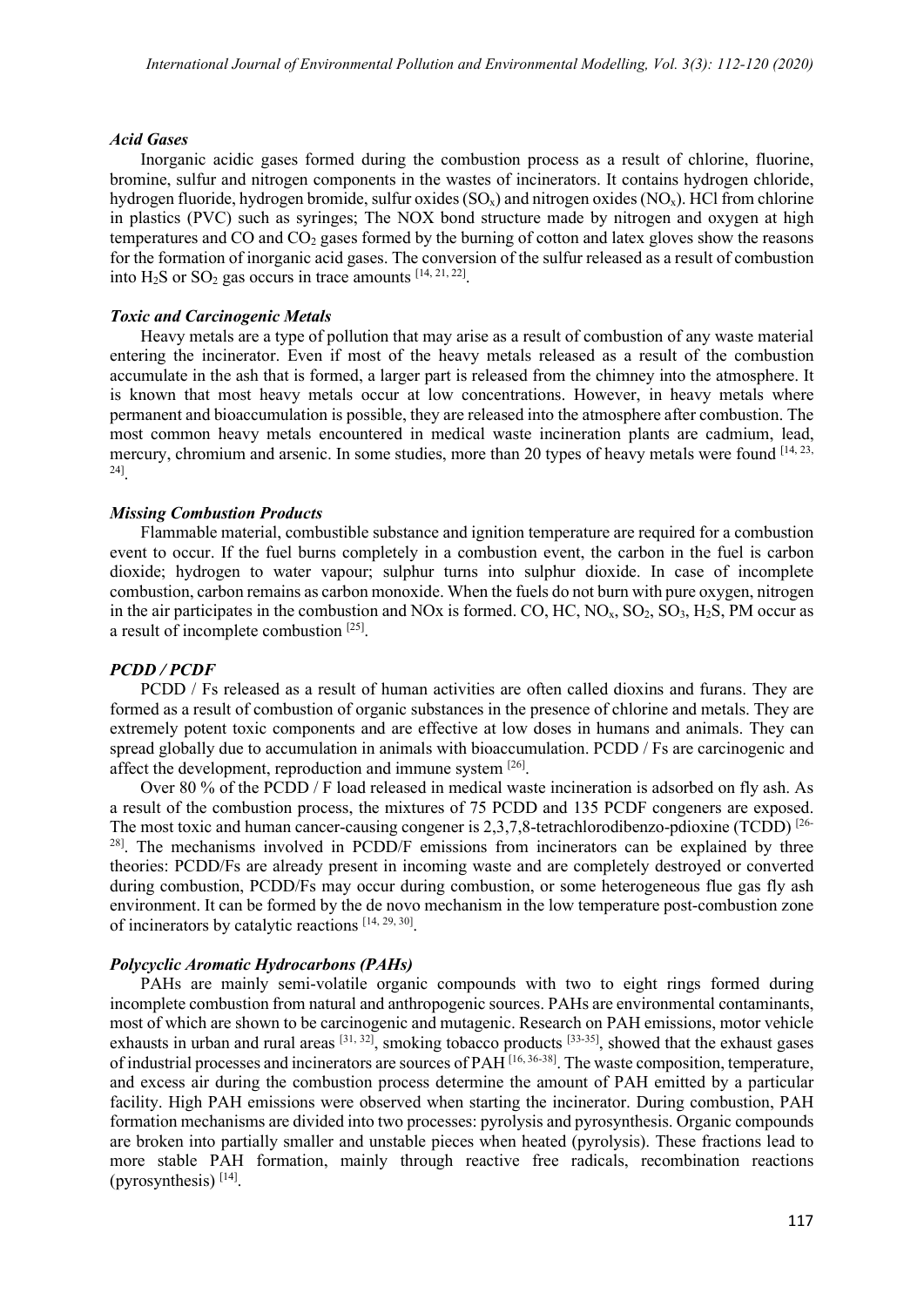### *Acid Gases*

Inorganic acidic gases formed during the combustion process as a result of chlorine, fluorine, bromine, sulfur and nitrogen components in the wastes of incinerators. It contains hydrogen chloride, hydrogen fluoride, hydrogen bromide, sulfur oxides ($SO_x$) and nitrogen oxides ($NO_x$). HCl from chlorine in plastics (PVC) such as syringes; The NOX bond structure made by nitrogen and oxygen at high temperatures and CO and $CO_2$ gases formed by the burning of cotton and latex gloves show the reasons for the formation of inorganic acid gases. The conversion of the sulfur released as a result of combustion into $H_2S$ or $SO_2$ gas occurs in trace amounts [14, 21, 22].

### *Toxic and Carcinogenic Metals*

Heavy metals are a type of pollution that may arise as a result of combustion of any waste material entering the incinerator. Even if most of the heavy metals released as a result of the combustion accumulate in the ash that is formed, a larger part is released from the chimney into the atmosphere. It is known that most heavy metals occur at low concentrations. However, in heavy metals where permanent and bioaccumulation is possible, they are released into the atmosphere after combustion. The most common heavy metals encountered in medical waste incineration plants are cadmium, lead, mercury, chromium and arsenic. In some studies, more than 20 types of heavy metals were found [14, 23, 24].

### *Missing Combustion Products*

Flammable material, combustible substance and ignition temperature are required for a combustion event to occur. If the fuel burns completely in a combustion event, the carbon in the fuel is carbon dioxide; hydrogen to water vapour; sulphur turns into sulphur dioxide. In case of incomplete combustion, carbon remains as carbon monoxide. When the fuels do not burn with pure oxygen, nitrogen in the air participates in the combustion and NOx is formed. CO, HC, $NO_x$, $SO_2$, $SO_3$, $H_2S$, PM occur as a result of incomplete combustion [25].

### *PCDD / PCDF*

PCDD / Fs released as a result of human activities are often called dioxins and furans. They are formed as a result of combustion of organic substances in the presence of chlorine and metals. They are extremely potent toxic components and are effective at low doses in humans and animals. They can spread globally due to accumulation in animals with bioaccumulation. PCDD / Fs are carcinogenic and affect the development, reproduction and immune system [26].

Over 80 % of the PCDD / F load released in medical waste incineration is adsorbed on fly ash. As a result of the combustion process, the mixtures of 75 PCDD and 135 PCDF congeners are exposed. The most toxic and human cancer-causing congener is 2,3,7,8-tetrachlorodibenzo-pdioxine (TCDD) [26-28]. The mechanisms involved in PCDD/F emissions from incinerators can be explained by three theories: PCDD/Fs are already present in incoming waste and are completely destroyed or converted during combustion, PCDD/Fs may occur during combustion, or some heterogeneous flue gas fly ash environment. It can be formed by the de novo mechanism in the low temperature post-combustion zone of incinerators by catalytic reactions [14, 29, 30].

### *Polycyclic Aromatic Hydrocarbons (PAHs)*

PAHs are mainly semi-volatile organic compounds with two to eight rings formed during incomplete combustion from natural and anthropogenic sources. PAHs are environmental contaminants, most of which are shown to be carcinogenic and mutagenic. Research on PAH emissions, motor vehicle exhausts in urban and rural areas [31, 32], smoking tobacco products [33-35], showed that the exhaust gases of industrial processes and incinerators are sources of PAH [16, 36-38]. The waste composition, temperature, and excess air during the combustion process determine the amount of PAH emitted by a particular facility. High PAH emissions were observed when starting the incinerator. During combustion, PAH formation mechanisms are divided into two processes: pyrolysis and pyrosynthesis. Organic compounds are broken into partially smaller and unstable pieces when heated (pyrolysis). These fractions lead to more stable PAH formation, mainly through reactive free radicals, recombination reactions (pyrosynthesis) [14].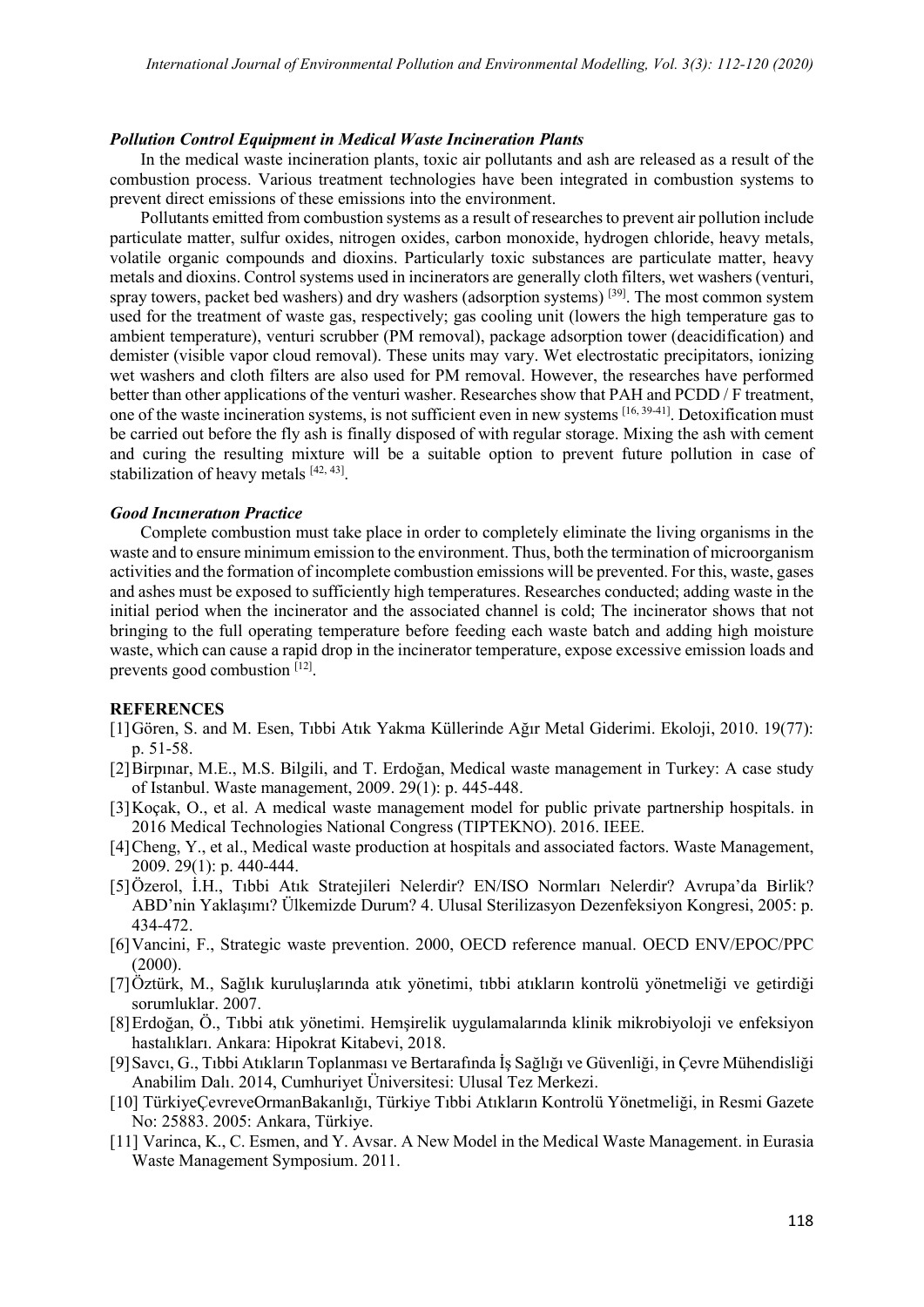### *Pollution Control Equipment in Medical Waste Incineration Plants*

In the medical waste incineration plants, toxic air pollutants and ash are released as a result of the combustion process. Various treatment technologies have been integrated in combustion systems to prevent direct emissions of these emissions into the environment.

Pollutants emitted from combustion systems as a result of researches to prevent air pollution include particulate matter, sulfur oxides, nitrogen oxides, carbon monoxide, hydrogen chloride, heavy metals, volatile organic compounds and dioxins. Particularly toxic substances are particulate matter, heavy metals and dioxins. Control systems used in incinerators are generally cloth filters, wet washers (venturi, spray towers, packet bed washers) and dry washers (adsorption systems) [39]. The most common system used for the treatment of waste gas, respectively; gas cooling unit (lowers the high temperature gas to ambient temperature), venturi scrubber (PM removal), package adsorption tower (deacidification) and demister (visible vapor cloud removal). These units may vary. Wet electrostatic precipitators, ionizing wet washers and cloth filters are also used for PM removal. However, the researches have performed better than other applications of the venturi washer. Researches show that PAH and PCDD / F treatment, one of the waste incineration systems, is not sufficient even in new systems [16, 39-41]. Detoxification must be carried out before the fly ash is finally disposed of with regular storage. Mixing the ash with cement and curing the resulting mixture will be a suitable option to prevent future pollution in case of stabilization of heavy metals [42, 43].

### *Good Incıneratıon Practice*

Complete combustion must take place in order to completely eliminate the living organisms in the waste and to ensure minimum emission to the environment. Thus, both the termination of microorganism activities and the formation of incomplete combustion emissions will be prevented. For this, waste, gases and ashes must be exposed to sufficiently high temperatures. Researches conducted; adding waste in the initial period when the incinerator and the associated channel is cold; The incinerator shows that not bringing to the full operating temperature before feeding each waste batch and adding high moisture waste, which can cause a rapid drop in the incinerator temperature, expose excessive emission loads and prevents good combustion [12].

## REFERENCES

[1] Gören, S. and M. Esen, Tıbbi Atık Yakma Küllerinde Ağır Metal Giderimi. Ekoloji, 2010. 19(77): p. 51-58.

[2] Birpınar, M.E., M.S. Bilgili, and T. Erdoğan, Medical waste management in Turkey: A case study of Istanbul. Waste management, 2009. 29(1): p. 445-448.

[3] Koçak, O., et al. A medical waste management model for public private partnership hospitals. in 2016 Medical Technologies National Congress (TIPTEKNO). 2016. IEEE.

[4] Cheng, Y., et al., Medical waste production at hospitals and associated factors. Waste Management, 2009. 29(1): p. 440-444.

[5] Özerol, İ.H., Tıbbi Atık Stratejileri Nelerdir? EN/ISO Normları Nelerdir? Avrupa'da Birlik? ABD'nin Yaklaşımı? Ülkemizde Durum? 4. Ulusal Sterilizasyon Dezenfeksiyon Kongresi, 2005: p. 434-472.

[6] Vancini, F., Strategic waste prevention. 2000, OECD reference manual. OECD ENV/EPOC/PPC (2000).

[7] Öztürk, M., Sağlık kuruluşlarında atık yönetimi, tıbbi atıkların kontrolü yönetmeliği ve getirdiği sorumluklar. 2007.

[8] Erdoğan, Ö., Tıbbi atık yönetimi. Hemşirelik uygulamalarında klinik mikrobiyoloji ve enfeksiyon hastalıkları. Ankara: Hipokrat Kitabevi, 2018.

[9] Savcı, G., Tıbbi Atıkların Toplanması ve Bertarafında İş Sağlığı ve Güvenliği, in Çevre Mühendisliği Anabilim Dalı. 2014, Cumhuriyet Üniversitesi: Ulusal Tez Merkezi.

[10] TürkiyeÇevreveOrmanBakanlığı, Türkiye Tıbbi Atıkların Kontrolü Yönetmeliği, in Resmi Gazete No: 25883. 2005: Ankara, Türkiye.

[11] Varinca, K., C. Esmen, and Y. Avsar. A New Model in the Medical Waste Management. in Eurasia Waste Management Symposium. 2011.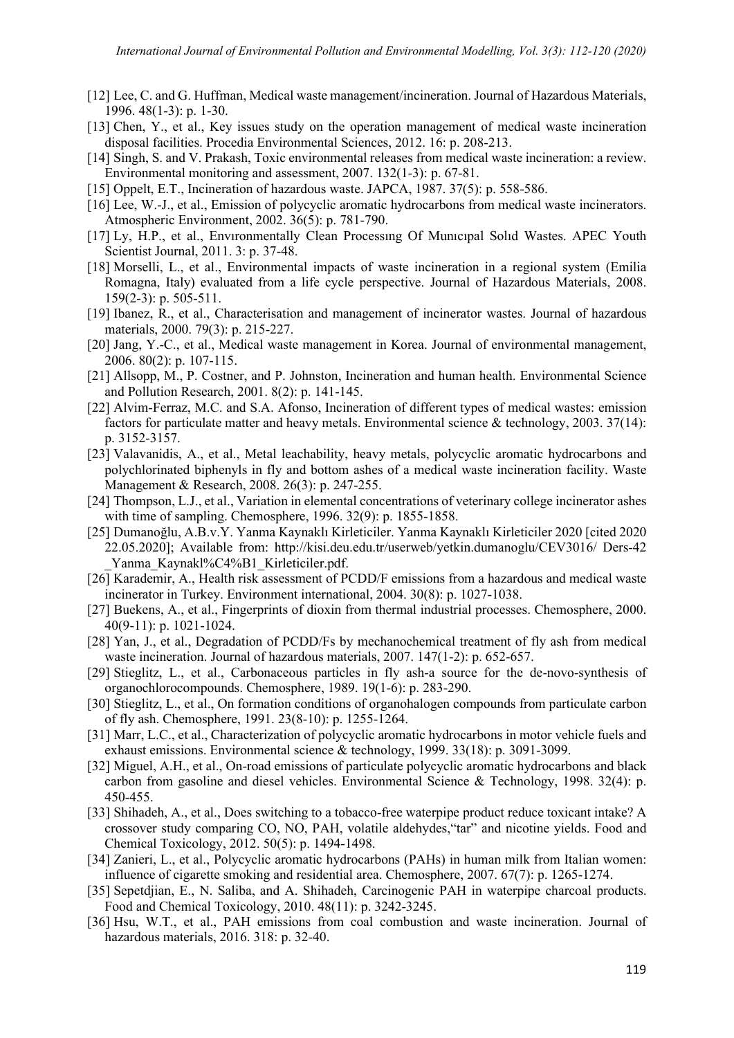[12] Lee, C. and G. Huffman, Medical waste management/incineration. Journal of Hazardous Materials, 1996. 48(1-3): p. 1-30.

[13] Chen, Y., et al., Key issues study on the operation management of medical waste incineration disposal facilities. Procedia Environmental Sciences, 2012. 16: p. 208-213.

[14] Singh, S. and V. Prakash, Toxic environmental releases from medical waste incineration: a review. Environmental monitoring and assessment, 2007. 132(1-3): p. 67-81.

[15] Oppelt, E.T., Incineration of hazardous waste. JAPCA, 1987. 37(5): p. 558-586.

[16] Lee, W.-J., et al., Emission of polycyclic aromatic hydrocarbons from medical waste incinerators. Atmospheric Environment, 2002. 36(5): p. 781-790.

[17] Ly, H.P., et al., Envıronmentally Clean Processıng Of Munıcıpal Solıd Wastes. APEC Youth Scientist Journal, 2011. 3: p. 37-48.

[18] Morselli, L., et al., Environmental impacts of waste incineration in a regional system (Emilia Romagna, Italy) evaluated from a life cycle perspective. Journal of Hazardous Materials, 2008. 159(2-3): p. 505-511.

[19] Ibanez, R., et al., Characterisation and management of incinerator wastes. Journal of hazardous materials, 2000. 79(3): p. 215-227.

[20] Jang, Y.-C., et al., Medical waste management in Korea. Journal of environmental management, 2006. 80(2): p. 107-115.

[21] Allsopp, M., P. Costner, and P. Johnston, Incineration and human health. Environmental Science and Pollution Research, 2001. 8(2): p. 141-145.

[22] Alvim-Ferraz, M.C. and S.A. Afonso, Incineration of different types of medical wastes: emission factors for particulate matter and heavy metals. Environmental science & technology, 2003. 37(14): p. 3152-3157.

[23] Valavanidis, A., et al., Metal leachability, heavy metals, polycyclic aromatic hydrocarbons and polychlorinated biphenyls in fly and bottom ashes of a medical waste incineration facility. Waste Management & Research, 2008. 26(3): p. 247-255.

[24] Thompson, L.J., et al., Variation in elemental concentrations of veterinary college incinerator ashes with time of sampling. Chemosphere, 1996. 32(9): p. 1855-1858.

[25] Dumanoğlu, A.B.v.Y. Yanma Kaynaklı Kirleticiler. Yanma Kaynaklı Kirleticiler 2020 [cited 2020 22.05.2020]; Available from: http://kisi.deu.edu.tr/userweb/yetkin.dumanoglu/CEV3016/ Ders-42 _Yanma_Kaynakl%C4%B1_Kirleticiler.pdf.

[26] Karademir, A., Health risk assessment of PCDD/F emissions from a hazardous and medical waste incinerator in Turkey. Environment international, 2004. 30(8): p. 1027-1038.

[27] Buekens, A., et al., Fingerprints of dioxin from thermal industrial processes. Chemosphere, 2000. 40(9-11): p. 1021-1024.

[28] Yan, J., et al., Degradation of PCDD/Fs by mechanochemical treatment of fly ash from medical waste incineration. Journal of hazardous materials, 2007. 147(1-2): p. 652-657.

[29] Stieglitz, L., et al., Carbonaceous particles in fly ash-a source for the de-novo-synthesis of organochlorocompounds. Chemosphere, 1989. 19(1-6): p. 283-290.

[30] Stieglitz, L., et al., On formation conditions of organohalogen compounds from particulate carbon of fly ash. Chemosphere, 1991. 23(8-10): p. 1255-1264.

[31] Marr, L.C., et al., Characterization of polycyclic aromatic hydrocarbons in motor vehicle fuels and exhaust emissions. Environmental science & technology, 1999. 33(18): p. 3091-3099.

[32] Miguel, A.H., et al., On-road emissions of particulate polycyclic aromatic hydrocarbons and black carbon from gasoline and diesel vehicles. Environmental Science & Technology, 1998. 32(4): p. 450-455.

[33] Shihadeh, A., et al., Does switching to a tobacco-free waterpipe product reduce toxicant intake? A crossover study comparing CO, NO, PAH, volatile aldehydes,"tar" and nicotine yields. Food and Chemical Toxicology, 2012. 50(5): p. 1494-1498.

[34] Zanieri, L., et al., Polycyclic aromatic hydrocarbons (PAHs) in human milk from Italian women: influence of cigarette smoking and residential area. Chemosphere, 2007. 67(7): p. 1265-1274.

[35] Sepetdjian, E., N. Saliba, and A. Shihadeh, Carcinogenic PAH in waterpipe charcoal products. Food and Chemical Toxicology, 2010. 48(11): p. 3242-3245.

[36] Hsu, W.T., et al., PAH emissions from coal combustion and waste incineration. Journal of hazardous materials, 2016. 318: p. 32-40.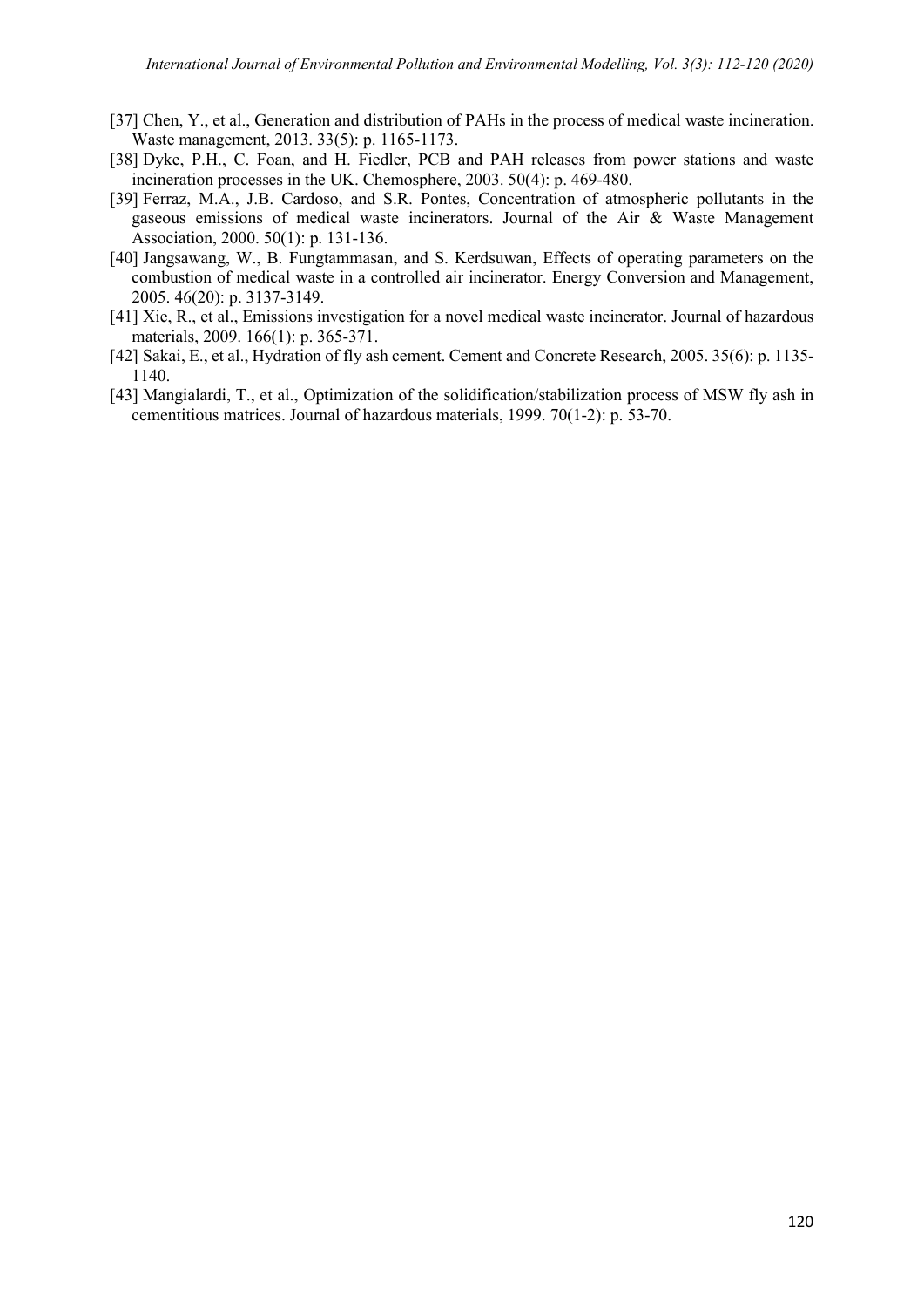[37] Chen, Y., et al., Generation and distribution of PAHs in the process of medical waste incineration. Waste management, 2013. 33(5): p. 1165-1173.

[38] Dyke, P.H., C. Foan, and H. Fiedler, PCB and PAH releases from power stations and waste incineration processes in the UK. Chemosphere, 2003. 50(4): p. 469-480.

[39] Ferraz, M.A., J.B. Cardoso, and S.R. Pontes, Concentration of atmospheric pollutants in the gaseous emissions of medical waste incinerators. Journal of the Air & Waste Management Association, 2000. 50(1): p. 131-136.

[40] Jangsawang, W., B. Fungtammasan, and S. Kerdsuwan, Effects of operating parameters on the combustion of medical waste in a controlled air incinerator. Energy Conversion and Management, 2005. 46(20): p. 3137-3149.

[41] Xie, R., et al., Emissions investigation for a novel medical waste incinerator. Journal of hazardous materials, 2009. 166(1): p. 365-371.

[42] Sakai, E., et al., Hydration of fly ash cement. Cement and Concrete Research, 2005. 35(6): p. 1135-1140.

[43] Mangialardi, T., et al., Optimization of the solidification/stabilization process of MSW fly ash in cementitious matrices. Journal of hazardous materials, 1999. 70(1-2): p. 53-70.